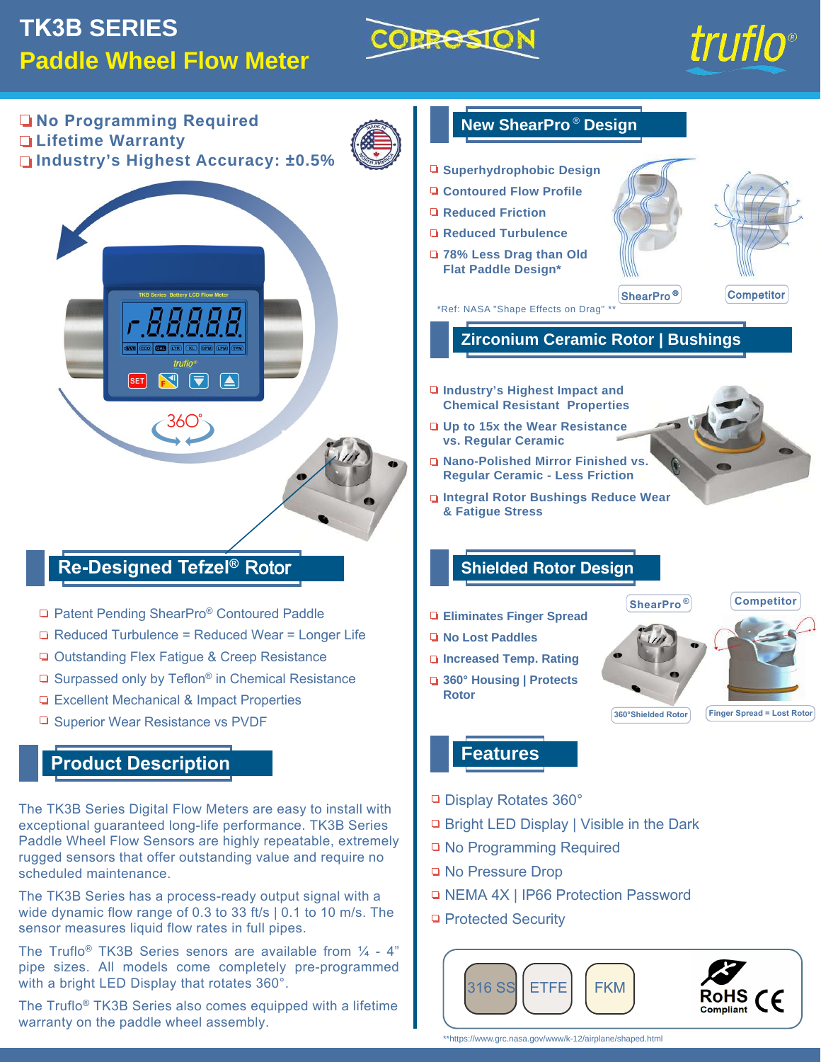# TK3B SERIES

## Paddle Wheel Flow Meter

CORROSION

truflo®

- No Programming Required
- Lifetime Warranty
- Industry's Highest Accuracy: ±0.5%

## Re-Designed Tefzel® Rotor

- Patent Pending ShearPro® Contoured Paddle
- Reduced Turbulence = Reduced Wear = Longer Life
- Outstanding Flex Fatigue & Creep Resistance
- Surpassed only by Teflon® in Chemical Resistance
- Excellent Mechanical & Impact Properties
- Superior Wear Resistance vs PVDF

## Product Description

The TK3B Series Digital Flow Meters are easy to install with exceptional guaranteed long-life performance. TK3B Series Paddle Wheel Flow Sensors are highly repeatable, extremely rugged sensors that offer outstanding value and require no scheduled maintenance.

The TK3B Series has a process-ready output signal with a wide dynamic flow range of 0.3 to 33 ft/s | 0.1 to 10 m/s. The sensor measures liquid flow rates in full pipes.

The Truflo® TK3B Series senors are available from ¼ - 4" pipe sizes. All models come completely pre-programmed with a bright LED Display that rotates 360°.

The Truflo® TK3B Series also comes equipped with a lifetime warranty on the paddle wheel assembly.

## New ShearPro® Design

- Superhydrophobic Design
- Contoured Flow Profile
- Reduced Friction
- Reduced Turbulence
- 78% Less Drag than Old Flat Paddle Design*

ShearPro® | Competitor

*Ref: NASA "Shape Effects on Drag" **

## Zirconium Ceramic Rotor | Bushings

- Industry's Highest Impact and Chemical Resistant Properties
- Up to 15x the Wear Resistance vs. Regular Ceramic
- Nano-Polished Mirror Finished vs. Regular Ceramic - Less Friction
- Integral Rotor Bushings Reduce Wear & Fatigue Stress

## Shielded Rotor Design

- Eliminates Finger Spread
- No Lost Paddles
- Increased Temp. Rating
- 360° Housing | Protects Rotor

ShearPro® — 360°Shielded Rotor

Competitor — Finger Spread = Lost Rotor

## Features

- Display Rotates 360°
- Bright LED Display | Visible in the Dark
- No Programming Required
- No Pressure Drop
- NEMA 4X | IP66 Protection Password
- Protected Security

316 SS | ETFE | FKM | RoHS Compliant | CE

**https://www.grc.nasa.gov/www/k-12/airplane/shaped.html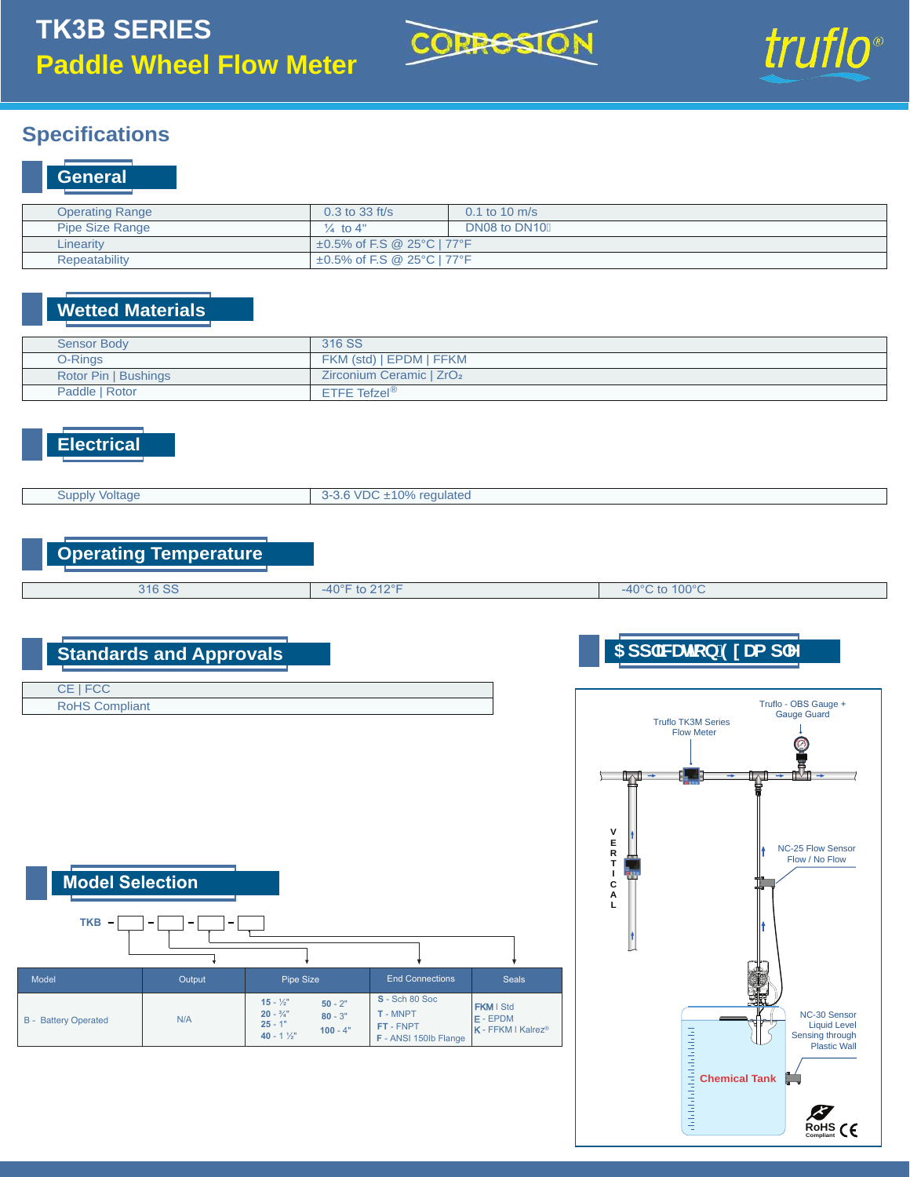# TK3B SERIES
## Paddle Wheel Flow Meter

CORROSION

truflo®

## Specifications

### General

| | | |
|---|---|---|
| Operating Range | 0.3 to 33 ft/s | 0.1 to 10 m/s |
| Pipe Size Range | ¼ to 4" | DN08 to DN10 |
| Linearity | ±0.5% of F.S @ 25°C \| 77°F | |
| Repeatability | ±0.5% of F.S @ 25°C \| 77°F | |

### Wetted Materials

| | |
|---|---|
| Sensor Body | 316 SS |
| O-Rings | FKM (std) \| EPDM \| FFKM |
| Rotor Pin \| Bushings | Zirconium Ceramic \| $ZrO_2$ |
| Paddle \| Rotor | ETFE Tefzel® |

### Electrical

| | |
|---|---|
| Supply Voltage | 3-3.6 VDC ±10% regulated |

### Operating Temperature

| | | |
|---|---|---|
| 316 SS | -40°F to 212°F | -40°C to 100°C |

### Standards and Approvals

| |
|---|
| CE \| FCC |
| RoHS Compliant |

### Application Example

Truflo TK3M Series Flow Meter

Truflo - OBS Gauge + Gauge Guard

VERTICAL

NC-25 Flow Sensor Flow / No Flow

NC-30 Sensor Liquid Level Sensing through Plastic Wall

Chemical Tank

RoHS Compliant CE

### Model Selection

TKB - [ ] - [ ] - [ ] - [ ]

| Model | Output | Pipe Size | End Connections | Seals |
|---|---|---|---|---|
| B - Battery Operated | N/A | 15 - ½"<br>20 - ¾"<br>25 - 1"<br>40 - 1 ½"<br>50 - 2"<br>80 - 3"<br>100 - 4" | S - Sch 80 Soc<br>T - MNPT<br>FT - FNPT<br>F - ANSI 150lb Flange | FKM I Std<br>E - EPDM<br>K - FFKM I Kalrez® |